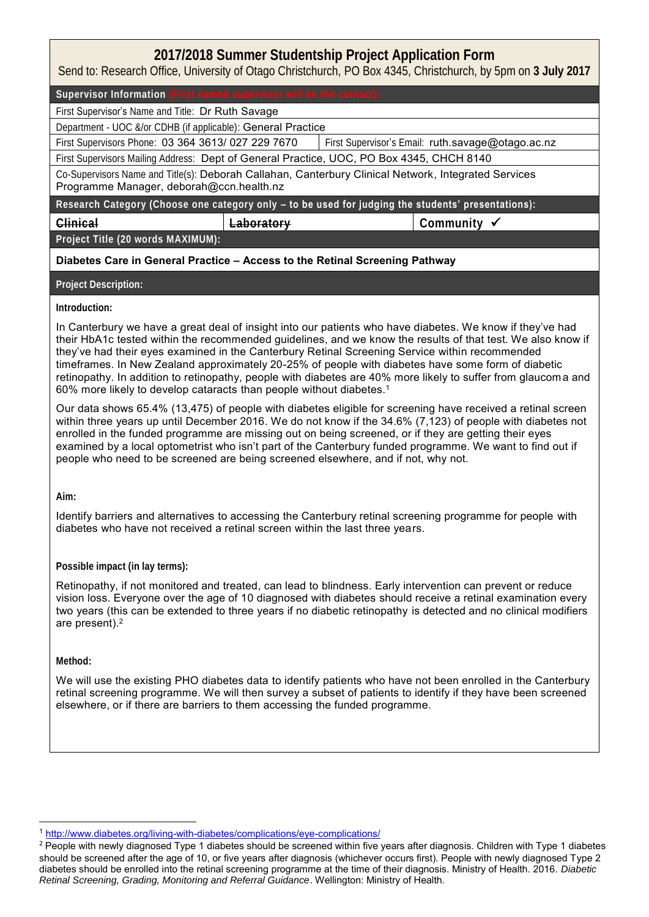# 2017/2018 Summer Studentship Project Application Form

Send to: Research Office, University of Otago Christchurch, PO Box 4345, Christchurch, by 5pm on **3 July 2017**

| **Supervisor Information** (First named supervisor will be the contact): | |
|---|---|
| First Supervisor's Name and Title: Dr Ruth Savage | |
| Department - UOC &/or CDHB (if applicable): General Practice | |
| First Supervisors Phone: 03 364 3613/ 027 229 7670 | First Supervisor's Email: ruth.savage@otago.ac.nz |
| First Supervisors Mailing Address: Dept of General Practice, UOC, PO Box 4345, CHCH 8140 | |
| Co-Supervisors Name and Title(s): Deborah Callahan, Canterbury Clinical Network, Integrated Services Programme Manager, deborah@ccn.health.nz | |

**Research Category (Choose one category only – to be used for judging the students' presentations):**

| ~~Clinical~~ | ~~Laboratory~~ | Community ✓ |
|---|---|---|

**Project Title (20 words MAXIMUM):**

**Diabetes Care in General Practice – Access to the Retinal Screening Pathway**

**Project Description:**

**Introduction:**

In Canterbury we have a great deal of insight into our patients who have diabetes. We know if they've had their HbA1c tested within the recommended guidelines, and we know the results of that test. We also know if they've had their eyes examined in the Canterbury Retinal Screening Service within recommended timeframes. In New Zealand approximately 20-25% of people with diabetes have some form of diabetic retinopathy. In addition to retinopathy, people with diabetes are 40% more likely to suffer from glaucoma and 60% more likely to develop cataracts than people without diabetes.[1]

Our data shows 65.4% (13,475) of people with diabetes eligible for screening have received a retinal screen within three years up until December 2016. We do not know if the 34.6% (7,123) of people with diabetes not enrolled in the funded programme are missing out on being screened, or if they are getting their eyes examined by a local optometrist who isn't part of the Canterbury funded programme. We want to find out if people who need to be screened are being screened elsewhere, and if not, why not.

**Aim:**

Identify barriers and alternatives to accessing the Canterbury retinal screening programme for people with diabetes who have not received a retinal screen within the last three years.

**Possible impact (in lay terms):**

Retinopathy, if not monitored and treated, can lead to blindness. Early intervention can prevent or reduce vision loss. Everyone over the age of 10 diagnosed with diabetes should receive a retinal examination every two years (this can be extended to three years if no diabetic retinopathy is detected and no clinical modifiers are present).[2]

**Method:**

We will use the existing PHO diabetes data to identify patients who have not been enrolled in the Canterbury retinal screening programme. We will then survey a subset of patients to identify if they have been screened elsewhere, or if there are barriers to them accessing the funded programme.

---

[1] http://www.diabetes.org/living-with-diabetes/complications/eye-complications/

[2] People with newly diagnosed Type 1 diabetes should be screened within five years after diagnosis. Children with Type 1 diabetes should be screened after the age of 10, or five years after diagnosis (whichever occurs first). People with newly diagnosed Type 2 diabetes should be enrolled into the retinal screening programme at the time of their diagnosis. Ministry of Health. 2016. *Diabetic Retinal Screening, Grading, Monitoring and Referral Guidance*. Wellington: Ministry of Health.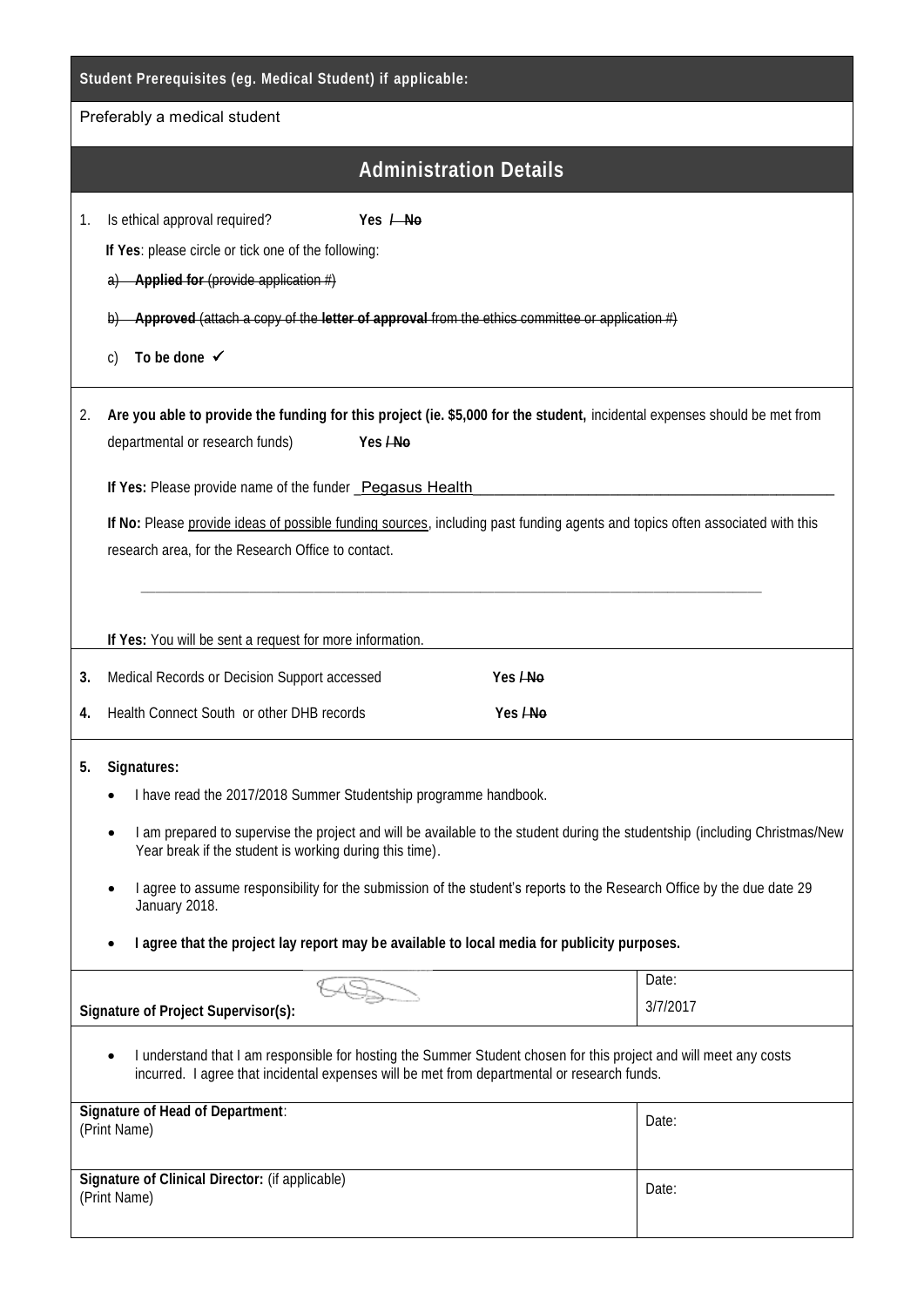**Student Prerequisites (eg. Medical Student) if applicable:**

Preferably a medical student

## Administration Details

1. Is ethical approval required? **Yes** ~~**/ No**~~

   **If Yes**: please circle or tick one of the following:

   ~~a) **Applied for** (provide application #)~~

   ~~b) **Approved** (attach a copy of the **letter of approval** from the ethics committee or application #)~~

   c) **To be done** ✓

2. **Are you able to provide the funding for this project (ie. $5,000 for the student,** incidental expenses should be met from departmental or research funds) **Yes** ~~**/ No**~~

   **If Yes:** Please provide name of the funder _Pegasus Health_______________________________________________

   **If No:** Please provide ideas of possible funding sources, including past funding agents and topics often associated with this research area, for the Research Office to contact.

   ___________________________________________________________________________________________

   **If Yes:** You will be sent a request for more information.

3. Medical Records or Decision Support accessed **Yes** ~~**/ No**~~

4. Health Connect South or other DHB records **Yes** ~~**/ No**~~

5. **Signatures:**

   - I have read the 2017/2018 Summer Studentship programme handbook.
   - I am prepared to supervise the project and will be available to the student during the studentship (including Christmas/New Year break if the student is working during this time).
   - I agree to assume responsibility for the submission of the student's reports to the Research Office by the due date 29 January 2018.
   - **I agree that the project lay report may be available to local media for publicity purposes.**

| | |
|---|---|
| **Signature of Project Supervisor(s):** [signature] | Date: 3/7/2017 |

- I understand that I am responsible for hosting the Summer Student chosen for this project and will meet any costs incurred. I agree that incidental expenses will be met from departmental or research funds.

| | |
|---|---|
| **Signature of Head of Department**: (Print Name) | Date: |
| **Signature of Clinical Director:** (if applicable) (Print Name) | Date: |